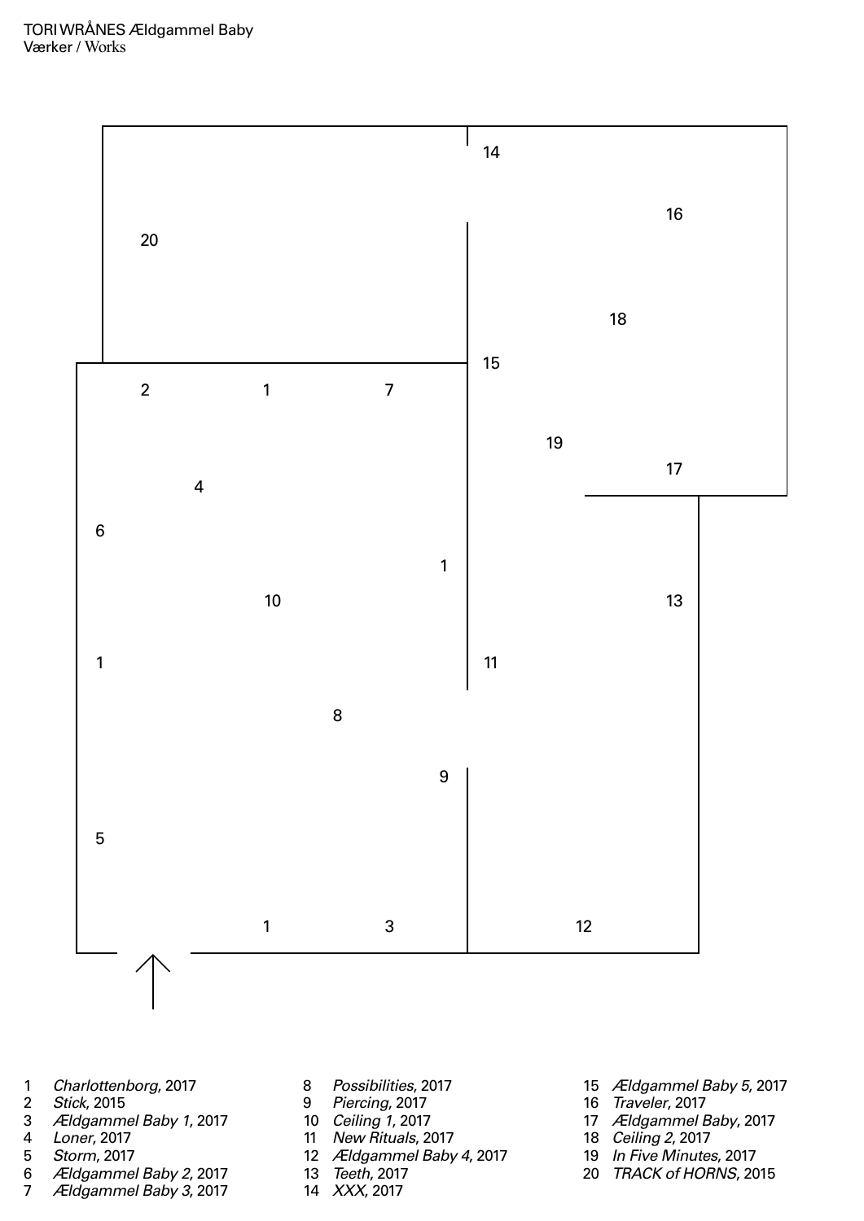TORI WRÅNES Ældgammel Baby
Værker / Works

1 *Charlottenborg*, 2017
2 *Stick*, 2015
3 *Ældgammel Baby 1*, 2017
4 *Loner*, 2017
5 *Storm*, 2017
6 *Ældgammel Baby 2*, 2017
7 *Ældgammel Baby 3*, 2017
8 *Possibilities*, 2017
9 *Piercing*, 2017
10 *Ceiling 1*, 2017
11 *New Rituals*, 2017
12 *Ældgammel Baby 4*, 2017
13 *Teeth*, 2017
14 *XXX*, 2017
15 *Ældgammel Baby 5*, 2017
16 *Traveler*, 2017
17 *Ældgammel Baby*, 2017
18 *Ceiling 2*, 2017
19 *In Five Minutes*, 2017
20 *TRACK of HORNS*, 2015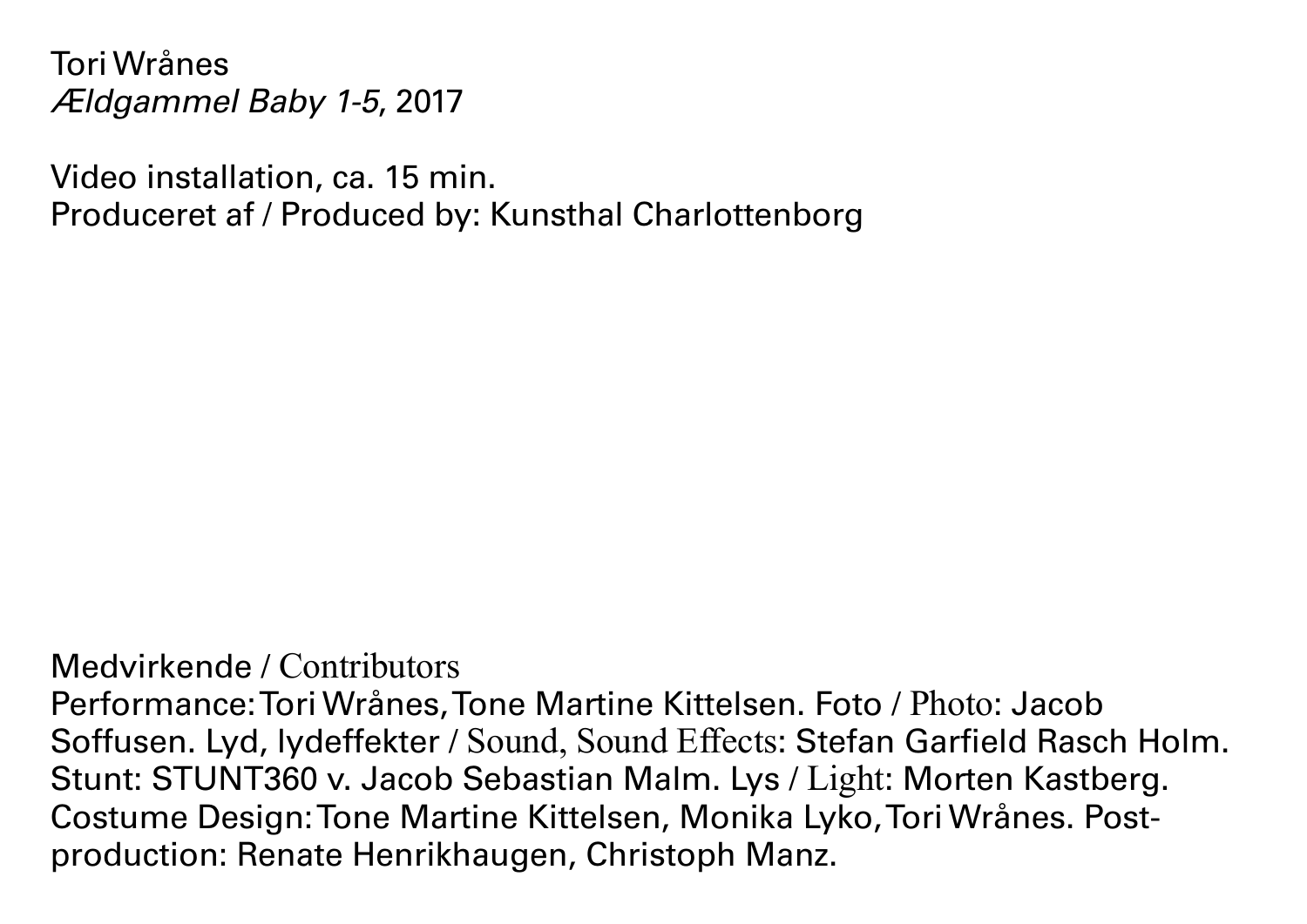Tori Wrånes
*Ældgammel Baby 1-5*, 2017

Video installation, ca. 15 min.
Produceret af / Produced by: Kunsthal Charlottenborg

Medvirkende / Contributors
Performance: Tori Wrånes, Tone Martine Kittelsen. Foto / Photo: Jacob Soffusen. Lyd, lydeffekter / Sound, Sound Effects: Stefan Garfield Rasch Holm. Stunt: STUNT360 v. Jacob Sebastian Malm. Lys / Light: Morten Kastberg. Costume Design: Tone Martine Kittelsen, Monika Lyko, Tori Wrånes. Post-production: Renate Henrikhaugen, Christoph Manz.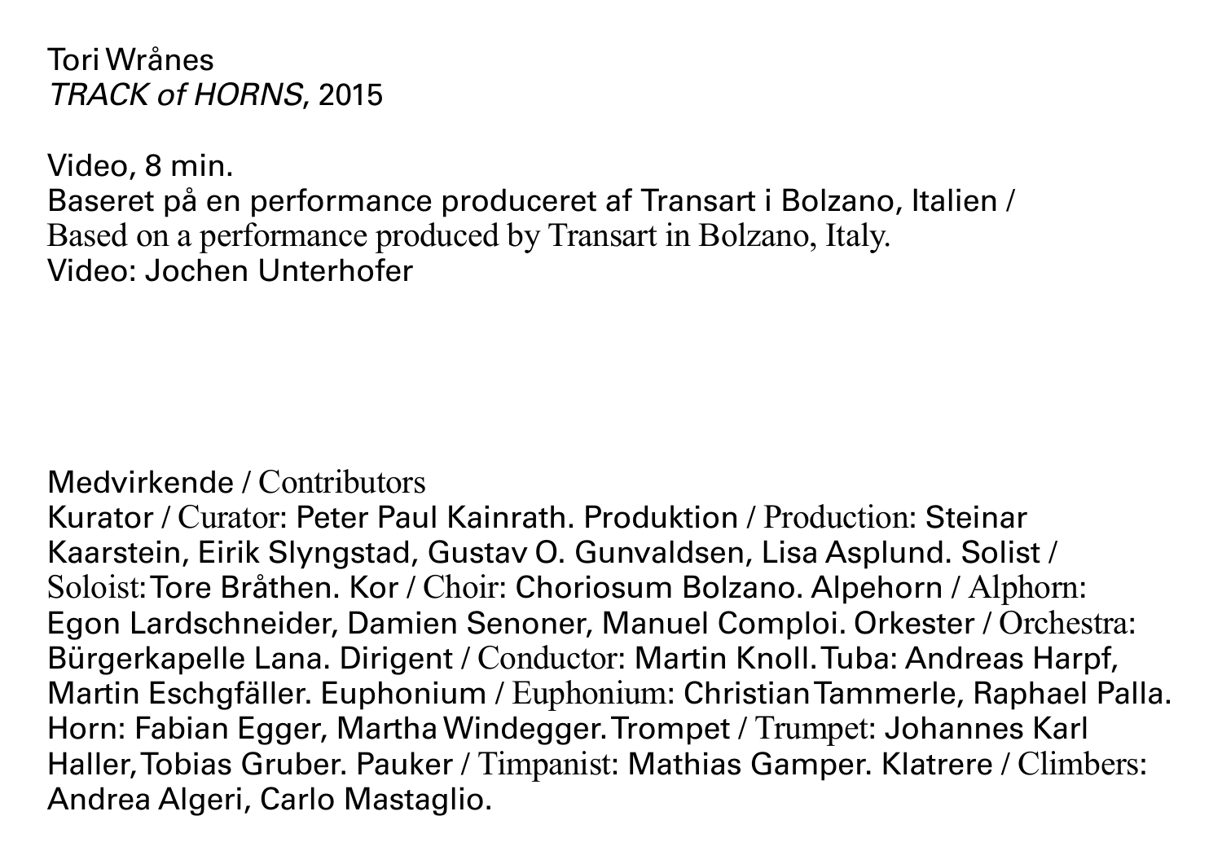Tori Wrånes
*TRACK of HORNS*, 2015

Video, 8 min.
Baseret på en performance produceret af Transart i Bolzano, Italien /
Based on a performance produced by Transart in Bolzano, Italy.
Video: Jochen Unterhofer

Medvirkende / Contributors
Kurator / Curator: Peter Paul Kainrath. Produktion / Production: Steinar Kaarstein, Eirik Slyngstad, Gustav O. Gunvaldsen, Lisa Asplund. Solist / Soloist: Tore Bråthen. Kor / Choir: Choriosum Bolzano. Alpehorn / Alphorn: Egon Lardschneider, Damien Senoner, Manuel Comploi. Orkester / Orchestra: Bürgerkapelle Lana. Dirigent / Conductor: Martin Knoll. Tuba: Andreas Harpf, Martin Eschgfäller. Euphonium / Euphonium: Christian Tammerle, Raphael Palla. Horn: Fabian Egger, Martha Windegger. Trompet / Trumpet: Johannes Karl Haller, Tobias Gruber. Pauker / Timpanist: Mathias Gamper. Klatrere / Climbers: Andrea Algeri, Carlo Mastaglio.